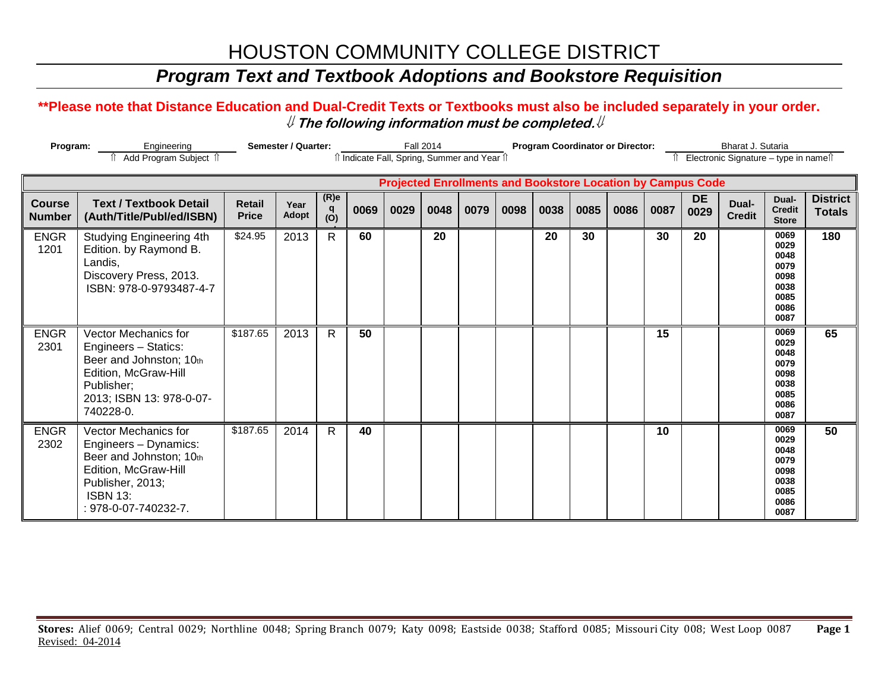# HOUSTON COMMUNITY COLLEGE DISTRICT

## *Program Text and Textbook Adoptions and Bookstore Requisition*

**\*\*Please note that Distance Education and Dual-Credit Texts or Textbooks must also be included separately in your order.**

**⇓ *The following information must be completed.*⇓**

**Program:** Engineering
⇑ Add Program Subject ⇑

**Semester / Quarter:** Fall 2014
⇑ Indicate Fall, Spring, Summer and Year ⇑

**Program Coordinator or Director:** Bharat J. Sutaria
⇑ Electronic Signature – type in name⇑

| | | | | | Projected Enrollments and Bookstore Location by Campus Code | | | | | | | | | | | | |
|---|---|---|---|---|---|---|---|---|---|---|---|---|---|---|---|---|---|
| **Course Number** | **Text / Textbook Detail (Auth/Title/Publ/ed/ISBN)** | **Retail Price** | **Year Adopt** | **(R)eq (O)** | **0069** | **0029** | **0048** | **0079** | **0098** | **0038** | **0085** | **0086** | **0087** | **DE 0029** | **Dual-Credit** | **Dual-Credit Store** | **District Totals** |
| ENGR 1201 | Studying Engineering 4th Edition. by Raymond B. Landis, Discovery Press, 2013. ISBN: 978-0-9793487-4-7 | $24.95 | 2013 | R | **60** | | **20** | | | **20** | **30** | | **30** | **20** | | 0069 0029 0048 0079 0098 0038 0085 0086 0087 | **180** |
| ENGR 2301 | Vector Mechanics for Engineers – Statics: Beer and Johnston; 10th Edition, McGraw-Hill Publisher; 2013; ISBN 13: 978-0-07-740228-0. | $187.65 | 2013 | R | **50** | | | | | | | | **15** | | | 0069 0029 0048 0079 0098 0038 0085 0086 0087 | **65** |
| ENGR 2302 | Vector Mechanics for Engineers – Dynamics: Beer and Johnston; 10th Edition, McGraw-Hill Publisher, 2013; ISBN 13: : 978-0-07-740232-7. | $187.65 | 2014 | R | **40** | | | | | | | | **10** | | | 0069 0029 0048 0079 0098 0038 0085 0086 0087 | **50** |

**Stores:** Alief 0069; Central 0029; Northline 0048; Spring Branch 0079; Katy 0098; Eastside 0038; Stafford 0085; Missouri City 008; West Loop 0087

Revised: 04-2014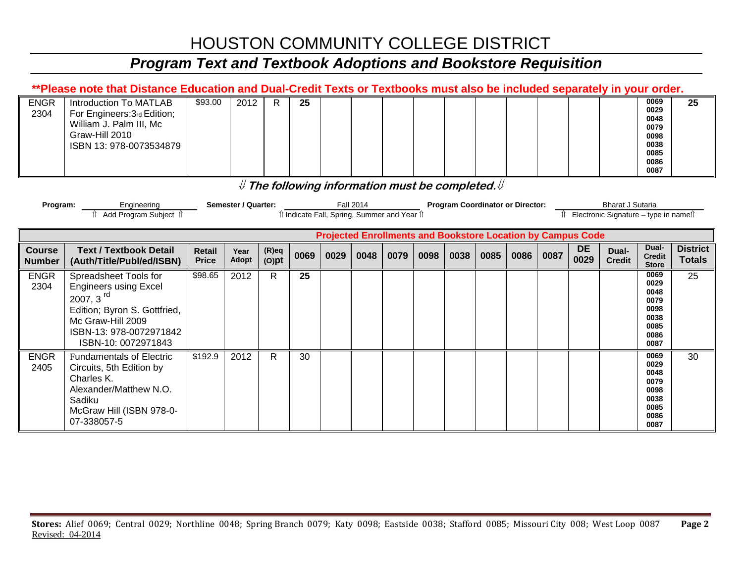# HOUSTON COMMUNITY COLLEGE DISTRICT

## *Program Text and Textbook Adoptions and Bookstore Requisition*

**\*\*Please note that Distance Education and Dual-Credit Texts or Textbooks must also be included separately in your order.**

| Course Number | Text / Textbook Detail (Auth/Title/Publ/ed/ISBN) | Retail Price | Year Adopt | (R)eq (O)pt | 0069 | 0029 | 0048 | 0079 | 0098 | 0038 | 0085 | 0086 | 0087 | DE 0029 | Dual-Credit | Dual-Credit Store | District Totals |
|---|---|---|---|---|---|---|---|---|---|---|---|---|---|---|---|---|---|
| ENGR 2304 | Introduction To MATLAB For Engineers:3rd Edition; William J. Palm III, Mc Graw-Hill 2010 ISBN 13: 978-0073534879 | $93.00 | 2012 | R | **25** | | | | | | | | | | | 0069 0029 0048 0079 0098 0038 0085 0086 0087 | **25** |
| ENGR 2304 | Spreadsheet Tools for Engineers using Excel 2007, 3rd Edition; Byron S. Gottfried, Mc Graw-Hill 2009 ISBN-13: 978-0072971842 ISBN-10: 0072971843 | $98.65 | 2012 | R | **25** | | | | | | | | | | | 0069 0029 0048 0079 0098 0038 0085 0086 0087 | 25 |
| ENGR 2405 | Fundamentals of Electric Circuits, 5th Edition by Charles K. Alexander/Matthew N.O. Sadiku McGraw Hill (ISBN 978-0-07-338057-5 | $192.9 | 2012 | R | 30 | | | | | | | | | | | 0069 0029 0048 0079 0098 0038 0085 0086 0087 | 30 |

⇓ ***The following information must be completed.*** ⇓

**Program:** Engineering (⇑ Add Program Subject ⇑)

**Semester / Quarter:** Fall 2014 (⇑ Indicate Fall, Spring, Summer and Year ⇑)

**Program Coordinator or Director:** Bharat J Sutaria (⇑ Electronic Signature – type in name ⇑)

**Projected Enrollments and Bookstore Location by Campus Code**

**Stores:** Alief 0069; Central 0029; Northline 0048; Spring Branch 0079; Katy 0098; Eastside 0038; Stafford 0085; Missouri City 008; West Loop 0087

Revised: 04-2014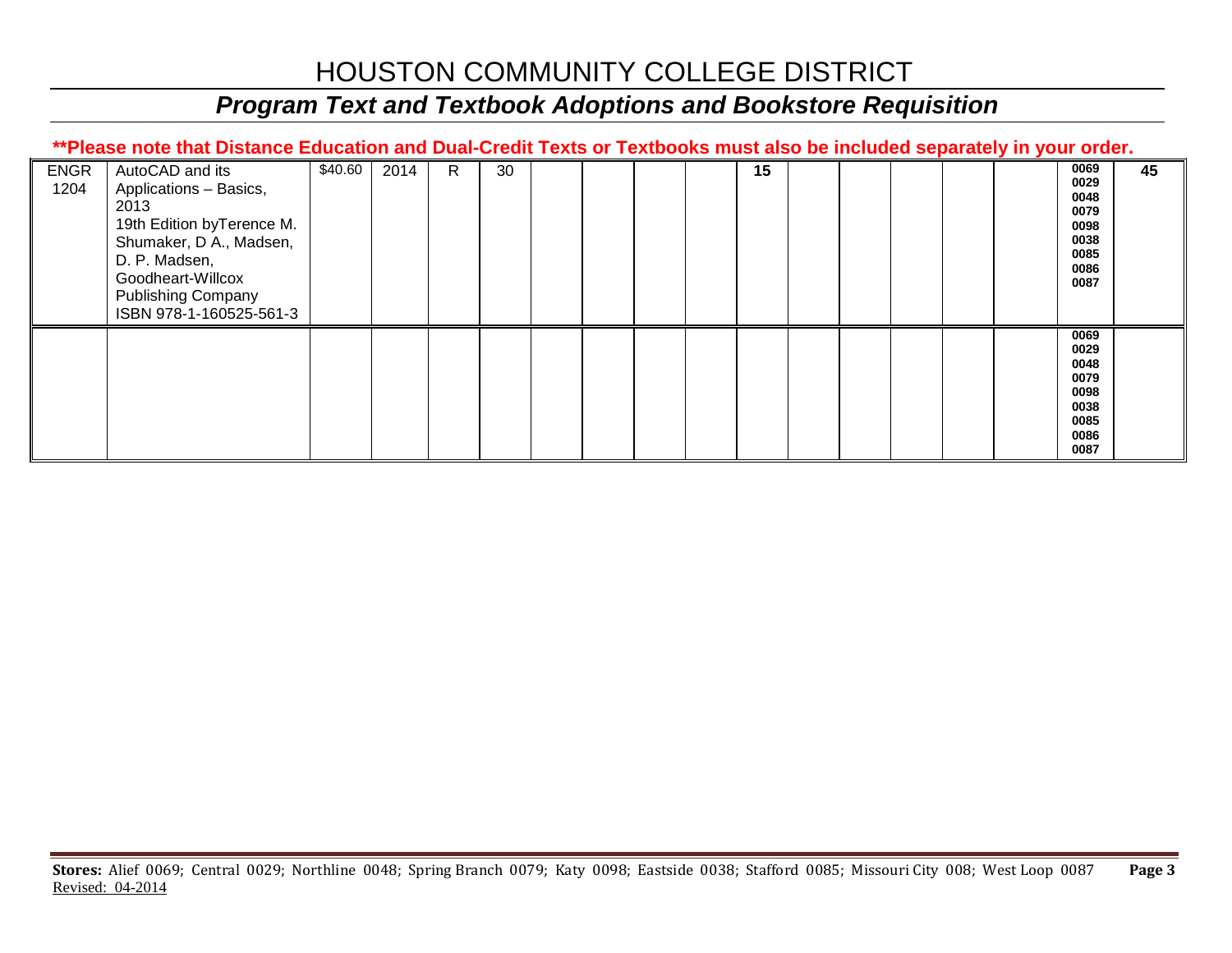# HOUSTON COMMUNITY COLLEGE DISTRICT

## *Program Text and Textbook Adoptions and Bookstore Requisition*

**\*\*Please note that Distance Education and Dual-Credit Texts or Textbooks must also be included separately in your order.**

| | | | | | | | | | | | | | | | | | |
|---|---|---|---|---|---|---|---|---|---|---|---|---|---|---|---|---|---|
| ENGR 1204 | AutoCAD and its Applications – Basics, 2013 19th Edition byTerence M. Shumaker, D A., Madsen, D. P. Madsen, Goodheart-Willcox Publishing Company ISBN 978-1-160525-561-3 | $40.60 | 2014 | R | 30 | | | | | 15 | | | | | | **0069 0029 0048 0079 0098 0038 0085 0086 0087** | **45** |
| | | | | | | | | | | | | | | | | **0069 0029 0048 0079 0098 0038 0085 0086 0087** | |

**Stores:** Alief 0069; Central 0029; Northline 0048; Spring Branch 0079; Katy 0098; Eastside 0038; Stafford 0085; Missouri City 008; West Loop 0087